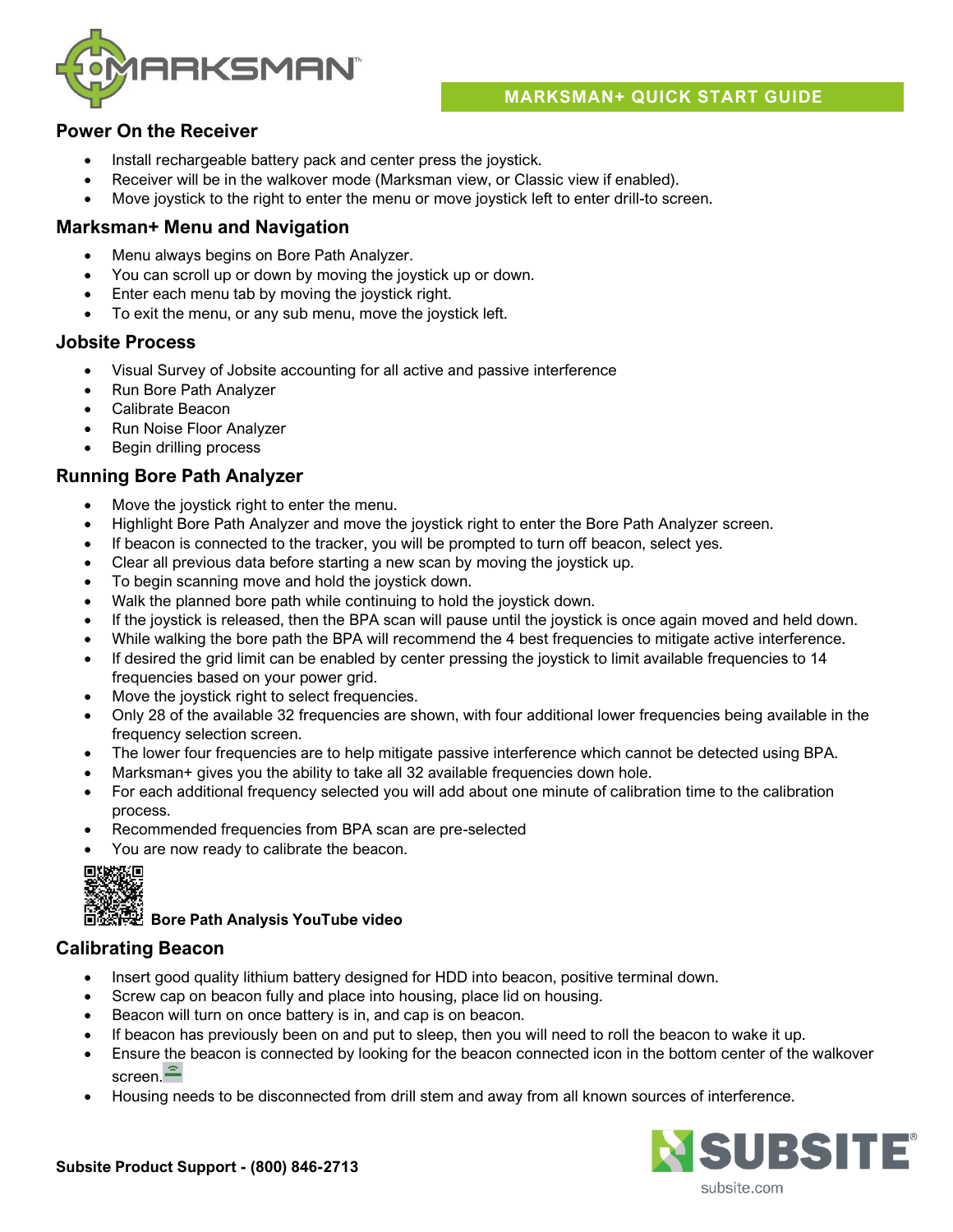# MARKSMAN+ QUICK START GUIDE

## Power On the Receiver

- Install rechargeable battery pack and center press the joystick.
- Receiver will be in the walkover mode (Marksman view, or Classic view if enabled).
- Move joystick to the right to enter the menu or move joystick left to enter drill-to screen.

## Marksman+ Menu and Navigation

- Menu always begins on Bore Path Analyzer.
- You can scroll up or down by moving the joystick up or down.
- Enter each menu tab by moving the joystick right.
- To exit the menu, or any sub menu, move the joystick left.

## Jobsite Process

- Visual Survey of Jobsite accounting for all active and passive interference
- Run Bore Path Analyzer
- Calibrate Beacon
- Run Noise Floor Analyzer
- Begin drilling process

## Running Bore Path Analyzer

- Move the joystick right to enter the menu.
- Highlight Bore Path Analyzer and move the joystick right to enter the Bore Path Analyzer screen.
- If beacon is connected to the tracker, you will be prompted to turn off beacon, select yes.
- Clear all previous data before starting a new scan by moving the joystick up.
- To begin scanning move and hold the joystick down.
- Walk the planned bore path while continuing to hold the joystick down.
- If the joystick is released, then the BPA scan will pause until the joystick is once again moved and held down.
- While walking the bore path the BPA will recommend the 4 best frequencies to mitigate active interference.
- If desired the grid limit can be enabled by center pressing the joystick to limit available frequencies to 14 frequencies based on your power grid.
- Move the joystick right to select frequencies.
- Only 28 of the available 32 frequencies are shown, with four additional lower frequencies being available in the frequency selection screen.
- The lower four frequencies are to help mitigate passive interference which cannot be detected using BPA.
- Marksman+ gives you the ability to take all 32 available frequencies down hole.
- For each additional frequency selected you will add about one minute of calibration time to the calibration process.
- Recommended frequencies from BPA scan are pre-selected
- You are now ready to calibrate the beacon.

**Bore Path Analysis YouTube video**

## Calibrating Beacon

- Insert good quality lithium battery designed for HDD into beacon, positive terminal down.
- Screw cap on beacon fully and place into housing, place lid on housing.
- Beacon will turn on once battery is in, and cap is on beacon.
- If beacon has previously been on and put to sleep, then you will need to roll the beacon to wake it up.
- Ensure the beacon is connected by looking for the beacon connected icon in the bottom center of the walkover screen.
- Housing needs to be disconnected from drill stem and away from all known sources of interference.

**Subsite Product Support - (800) 846-2713**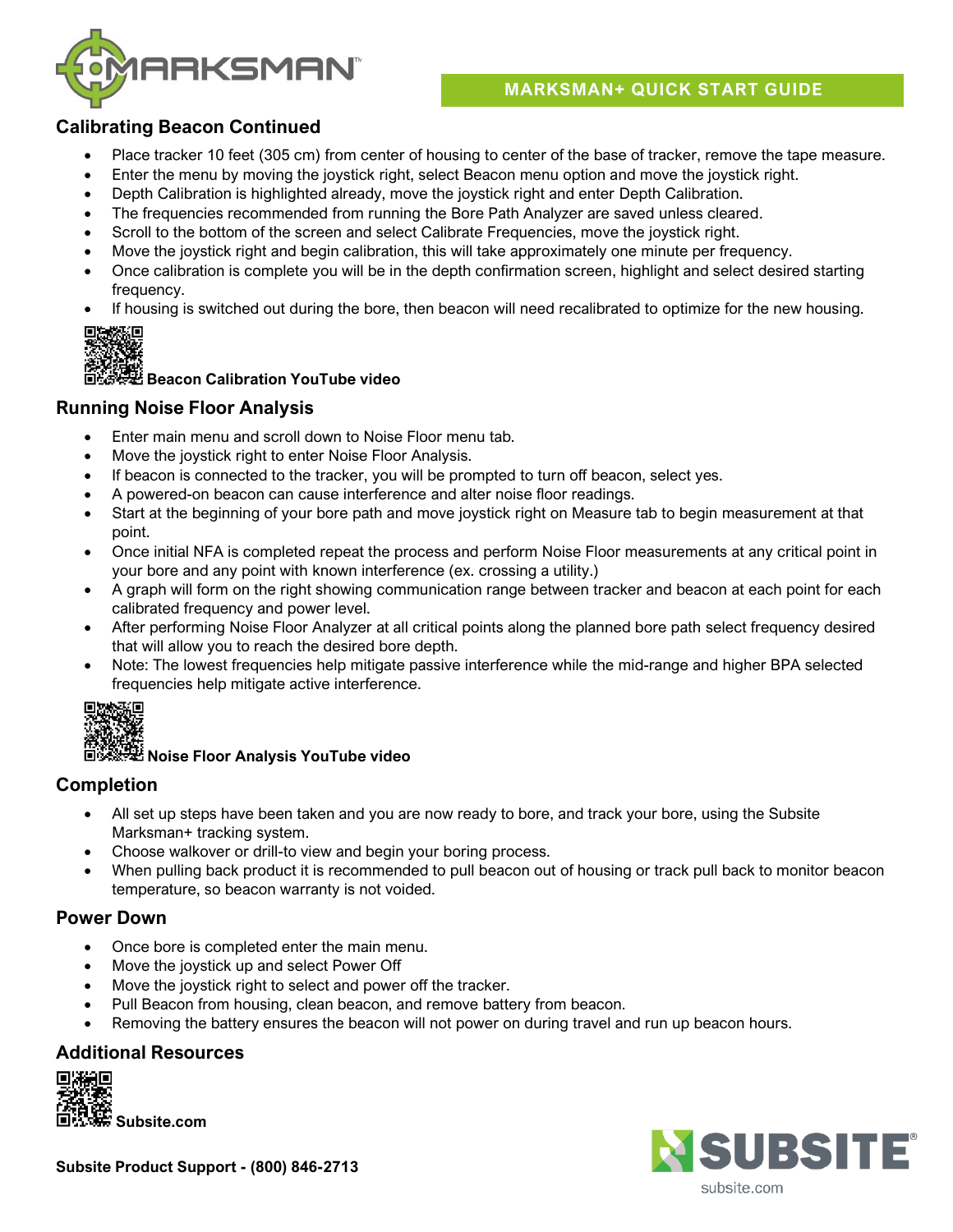## Calibrating Beacon Continued

- Place tracker 10 feet (305 cm) from center of housing to center of the base of tracker, remove the tape measure.
- Enter the menu by moving the joystick right, select Beacon menu option and move the joystick right.
- Depth Calibration is highlighted already, move the joystick right and enter Depth Calibration.
- The frequencies recommended from running the Bore Path Analyzer are saved unless cleared.
- Scroll to the bottom of the screen and select Calibrate Frequencies, move the joystick right.
- Move the joystick right and begin calibration, this will take approximately one minute per frequency.
- Once calibration is complete you will be in the depth confirmation screen, highlight and select desired starting frequency.
- If housing is switched out during the bore, then beacon will need recalibrated to optimize for the new housing.

**Beacon Calibration YouTube video**

## Running Noise Floor Analysis

- Enter main menu and scroll down to Noise Floor menu tab.
- Move the joystick right to enter Noise Floor Analysis.
- If beacon is connected to the tracker, you will be prompted to turn off beacon, select yes.
- A powered-on beacon can cause interference and alter noise floor readings.
- Start at the beginning of your bore path and move joystick right on Measure tab to begin measurement at that point.
- Once initial NFA is completed repeat the process and perform Noise Floor measurements at any critical point in your bore and any point with known interference (ex. crossing a utility.)
- A graph will form on the right showing communication range between tracker and beacon at each point for each calibrated frequency and power level.
- After performing Noise Floor Analyzer at all critical points along the planned bore path select frequency desired that will allow you to reach the desired bore depth.
- Note: The lowest frequencies help mitigate passive interference while the mid-range and higher BPA selected frequencies help mitigate active interference.

**Noise Floor Analysis YouTube video**

## Completion

- All set up steps have been taken and you are now ready to bore, and track your bore, using the Subsite Marksman+ tracking system.
- Choose walkover or drill-to view and begin your boring process.
- When pulling back product it is recommended to pull beacon out of housing or track pull back to monitor beacon temperature, so beacon warranty is not voided.

## Power Down

- Once bore is completed enter the main menu.
- Move the joystick up and select Power Off
- Move the joystick right to select and power off the tracker.
- Pull Beacon from housing, clean beacon, and remove battery from beacon.
- Removing the battery ensures the beacon will not power on during travel and run up beacon hours.

## Additional Resources

**Subsite.com**

**Subsite Product Support - (800) 846-2713**

subsite.com